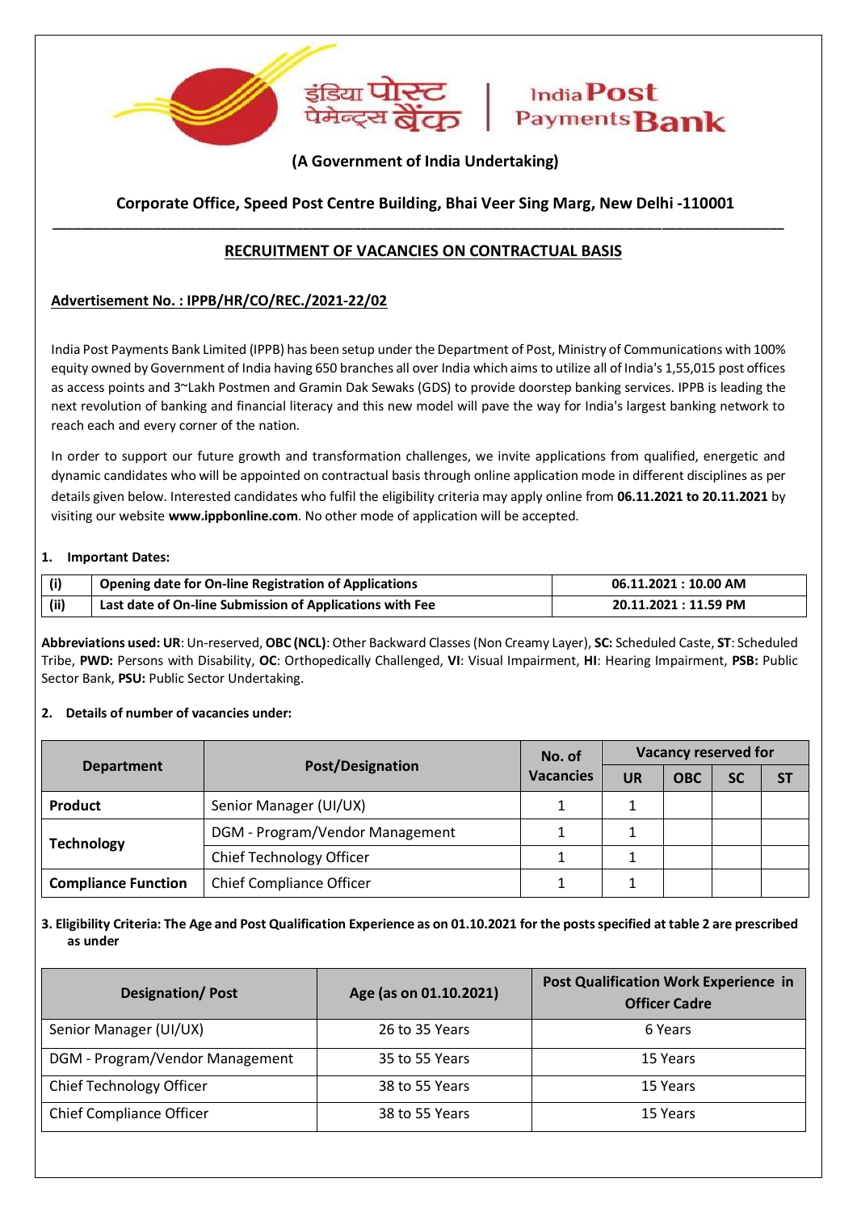इंडिया पोस्ट पेमेन्ट्स बैंक | India Post Payments Bank

**(A Government of India Undertaking)**

**Corporate Office, Speed Post Centre Building, Bhai Veer Sing Marg, New Delhi -110001**

## RECRUITMENT OF VACANCIES ON CONTRACTUAL BASIS

**Advertisement No. : IPPB/HR/CO/REC./2021-22/02**

India Post Payments Bank Limited (IPPB) has been setup under the Department of Post, Ministry of Communications with 100% equity owned by Government of India having 650 branches all over India which aims to utilize all of India's 1,55,015 post offices as access points and 3~Lakh Postmen and Gramin Dak Sewaks (GDS) to provide doorstep banking services. IPPB is leading the next revolution of banking and financial literacy and this new model will pave the way for India's largest banking network to reach each and every corner of the nation.

In order to support our future growth and transformation challenges, we invite applications from qualified, energetic and dynamic candidates who will be appointed on contractual basis through online application mode in different disciplines as per details given below. Interested candidates who fulfil the eligibility criteria may apply online from **06.11.2021 to 20.11.2021** by visiting our website **www.ippbonline.com**. No other mode of application will be accepted.

**1. Important Dates:**

| (i) | Opening date for On-line Registration of Applications | 06.11.2021 : 10.00 AM |
|---|---|---|
| (ii) | Last date of On-line Submission of Applications with Fee | 20.11.2021 : 11.59 PM |

**Abbreviations used: UR**: Un-reserved, **OBC (NCL)**: Other Backward Classes (Non Creamy Layer), **SC:** Scheduled Caste, **ST**: Scheduled Tribe, **PWD:** Persons with Disability, **OC**: Orthopedically Challenged, **VI**: Visual Impairment, **HI**: Hearing Impairment, **PSB:** Public Sector Bank, **PSU:** Public Sector Undertaking.

**2. Details of number of vacancies under:**

| Department | Post/Designation | No. of Vacancies | Vacancy reserved for | | | |
|---|---|---|---|---|---|---|
| | | | UR | OBC | SC | ST |
| **Product** | Senior Manager (UI/UX) | 1 | 1 | | | |
| **Technology** | DGM - Program/Vendor Management | 1 | 1 | | | |
| | Chief Technology Officer | 1 | 1 | | | |
| **Compliance Function** | Chief Compliance Officer | 1 | 1 | | | |

**3. Eligibility Criteria: The Age and Post Qualification Experience as on 01.10.2021 for the posts specified at table 2 are prescribed as under**

| Designation/ Post | Age (as on 01.10.2021) | Post Qualification Work Experience in Officer Cadre |
|---|---|---|
| Senior Manager (UI/UX) | 26 to 35 Years | 6 Years |
| DGM - Program/Vendor Management | 35 to 55 Years | 15 Years |
| Chief Technology Officer | 38 to 55 Years | 15 Years |
| Chief Compliance Officer | 38 to 55 Years | 15 Years |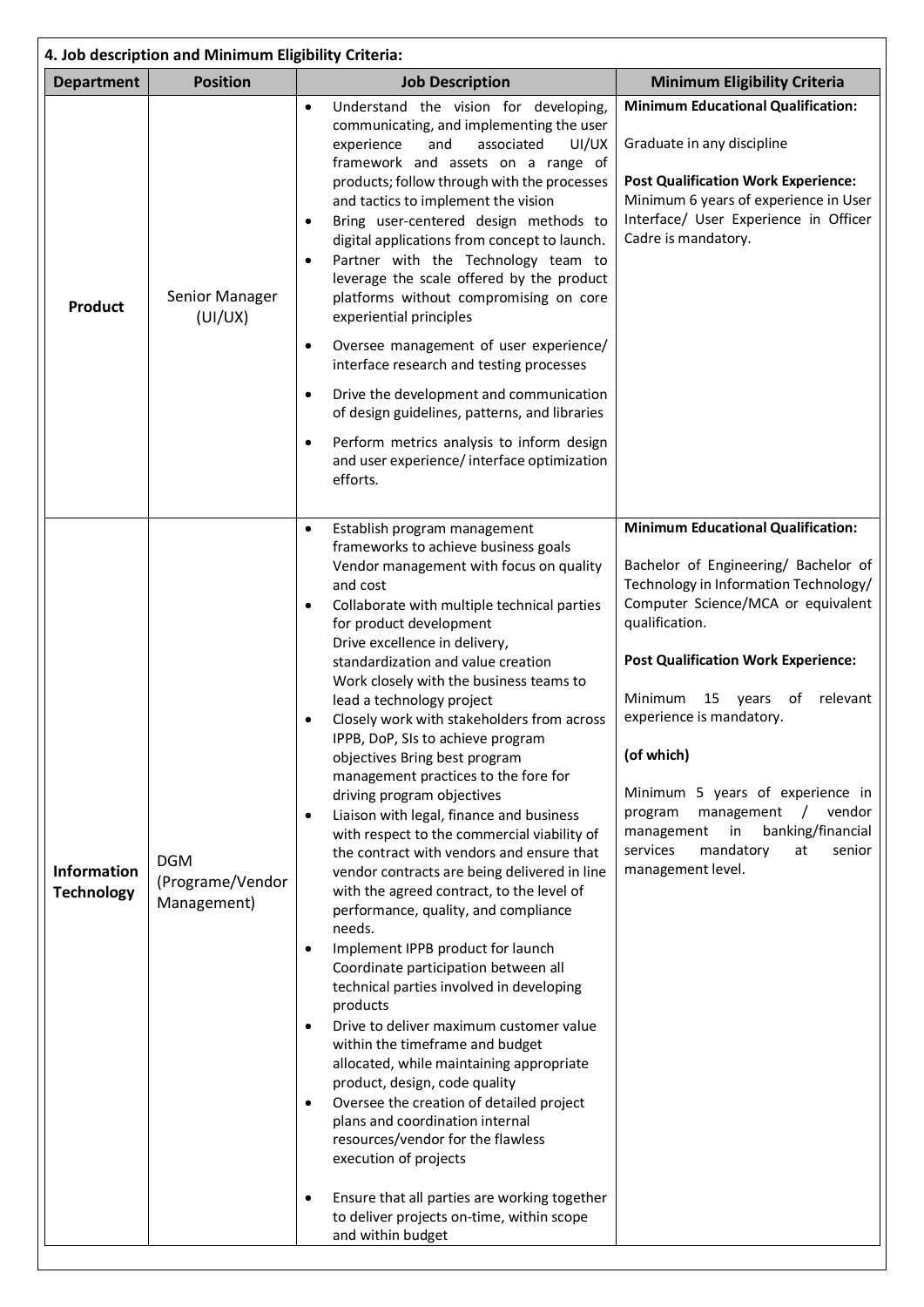**4. Job description and Minimum Eligibility Criteria:**

| Department | Position | Job Description | Minimum Eligibility Criteria |
|---|---|---|---|
| **Product** | Senior Manager (UI/UX) | • Understand the vision for developing, communicating, and implementing the user experience and associated UI/UX framework and assets on a range of products; follow through with the processes and tactics to implement the vision<br>• Bring user-centered design methods to digital applications from concept to launch.<br>• Partner with the Technology team to leverage the scale offered by the product platforms without compromising on core experiential principles<br>• Oversee management of user experience/ interface research and testing processes<br>• Drive the development and communication of design guidelines, patterns, and libraries<br>• Perform metrics analysis to inform design and user experience/ interface optimization efforts. | **Minimum Educational Qualification:**<br><br>Graduate in any discipline<br><br>**Post Qualification Work Experience:**<br>Minimum 6 years of experience in User Interface/ User Experience in Officer Cadre is mandatory. |
| **Information Technology** | DGM (Programe/Vendor Management) | • Establish program management frameworks to achieve business goals Vendor management with focus on quality and cost<br>• Collaborate with multiple technical parties for product development Drive excellence in delivery, standardization and value creation Work closely with the business teams to lead a technology project<br>• Closely work with stakeholders from across IPPB, DoP, SIs to achieve program objectives Bring best program management practices to the fore for driving program objectives<br>• Liaison with legal, finance and business with respect to the commercial viability of the contract with vendors and ensure that vendor contracts are being delivered in line with the agreed contract, to the level of performance, quality, and compliance needs.<br>• Implement IPPB product for launch Coordinate participation between all technical parties involved in developing products<br>• Drive to deliver maximum customer value within the timeframe and budget allocated, while maintaining appropriate product, design, code quality<br>• Oversee the creation of detailed project plans and coordination internal resources/vendor for the flawless execution of projects<br>• Ensure that all parties are working together to deliver projects on-time, within scope and within budget | **Minimum Educational Qualification:**<br><br>Bachelor of Engineering/ Bachelor of Technology in Information Technology/ Computer Science/MCA or equivalent qualification.<br><br>**Post Qualification Work Experience:**<br><br>Minimum 15 years of relevant experience is mandatory.<br><br>**(of which)**<br><br>Minimum 5 years of experience in program management / vendor management in banking/financial services mandatory at senior management level. |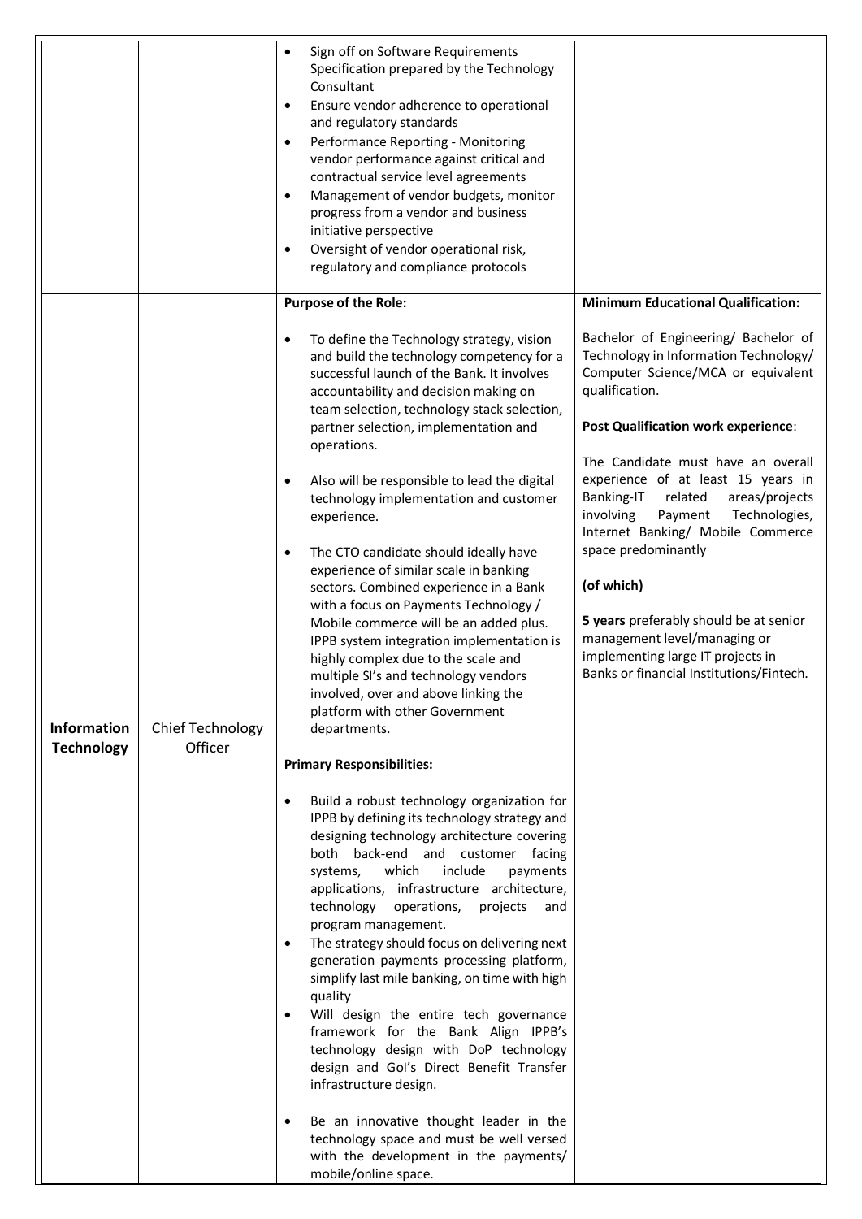| | | | |
|---|---|---|---|
| | | • Sign off on Software Requirements Specification prepared by the Technology Consultant<br>• Ensure vendor adherence to operational and regulatory standards<br>• Performance Reporting - Monitoring vendor performance against critical and contractual service level agreements<br>• Management of vendor budgets, monitor progress from a vendor and business initiative perspective<br>• Oversight of vendor operational risk, regulatory and compliance protocols | |
| **Information Technology** | Chief Technology Officer | **Purpose of the Role:**<br><br>• To define the Technology strategy, vision and build the technology competency for a successful launch of the Bank. It involves accountability and decision making on team selection, technology stack selection, partner selection, implementation and operations.<br><br>• Also will be responsible to lead the digital technology implementation and customer experience.<br><br>• The CTO candidate should ideally have experience of similar scale in banking sectors. Combined experience in a Bank with a focus on Payments Technology / Mobile commerce will be an added plus. IPPB system integration implementation is highly complex due to the scale and multiple SI's and technology vendors involved, over and above linking the platform with other Government departments.<br><br>**Primary Responsibilities:**<br><br>• Build a robust technology organization for IPPB by defining its technology strategy and designing technology architecture covering both back-end and customer facing systems, which include payments applications, infrastructure architecture, technology operations, projects and program management.<br>• The strategy should focus on delivering next generation payments processing platform, simplify last mile banking, on time with high quality<br>• Will design the entire tech governance framework for the Bank Align IPPB's technology design with DoP technology design and GoI's Direct Benefit Transfer infrastructure design.<br><br>• Be an innovative thought leader in the technology space and must be well versed with the development in the payments/ mobile/online space. | **Minimum Educational Qualification:**<br><br>Bachelor of Engineering/ Bachelor of Technology in Information Technology/ Computer Science/MCA or equivalent qualification.<br><br>**Post Qualification work experience**:<br><br>The Candidate must have an overall experience of at least 15 years in Banking-IT related areas/projects involving Payment Technologies, Internet Banking/ Mobile Commerce space predominantly<br><br>**(of which)**<br><br>**5 years** preferably should be at senior management level/managing or implementing large IT projects in Banks or financial Institutions/Fintech. |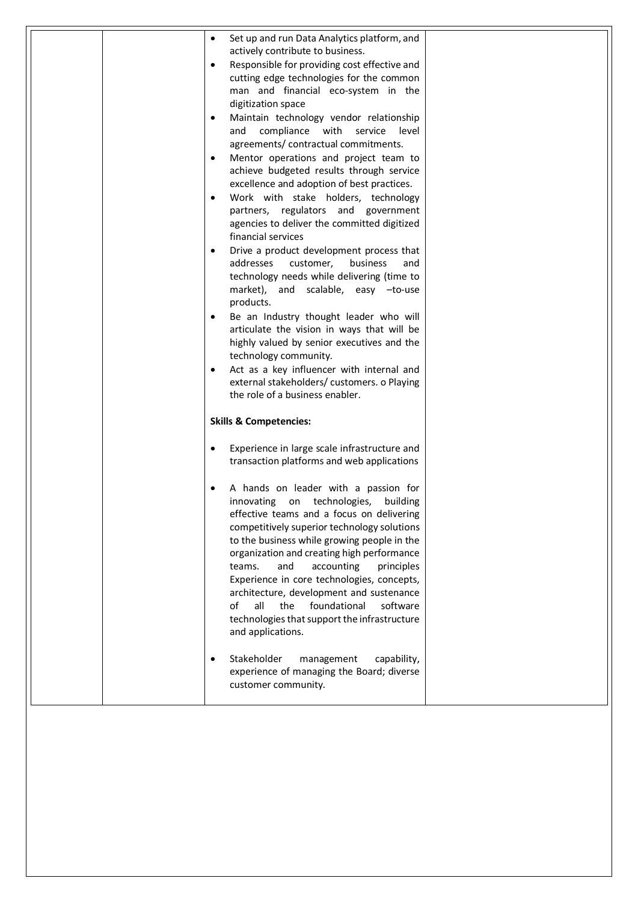| | | <ul><li>Set up and run Data Analytics platform, and actively contribute to business.</li><li>Responsible for providing cost effective and cutting edge technologies for the common man and financial eco-system in the digitization space</li><li>Maintain technology vendor relationship and compliance with service level agreements/ contractual commitments.</li><li>Mentor operations and project team to achieve budgeted results through service excellence and adoption of best practices.</li><li>Work with stake holders, technology partners, regulators and government agencies to deliver the committed digitized financial services</li><li>Drive a product development process that addresses customer, business and technology needs while delivering (time to market), and scalable, easy –to-use products.</li><li>Be an Industry thought leader who will articulate the vision in ways that will be highly valued by senior executives and the technology community.</li><li>Act as a key influencer with internal and external stakeholders/ customers. o Playing the role of a business enabler.</li></ul> **Skills & Competencies:** <ul><li>Experience in large scale infrastructure and transaction platforms and web applications</li><li>A hands on leader with a passion for innovating on technologies, building effective teams and a focus on delivering competitively superior technology solutions to the business while growing people in the organization and creating high performance teams. and accounting principles Experience in core technologies, concepts, architecture, development and sustenance of all the foundational software technologies that support the infrastructure and applications.</li><li>Stakeholder management capability, experience of managing the Board; diverse customer community.</li></ul> | |
|---|---|---|---|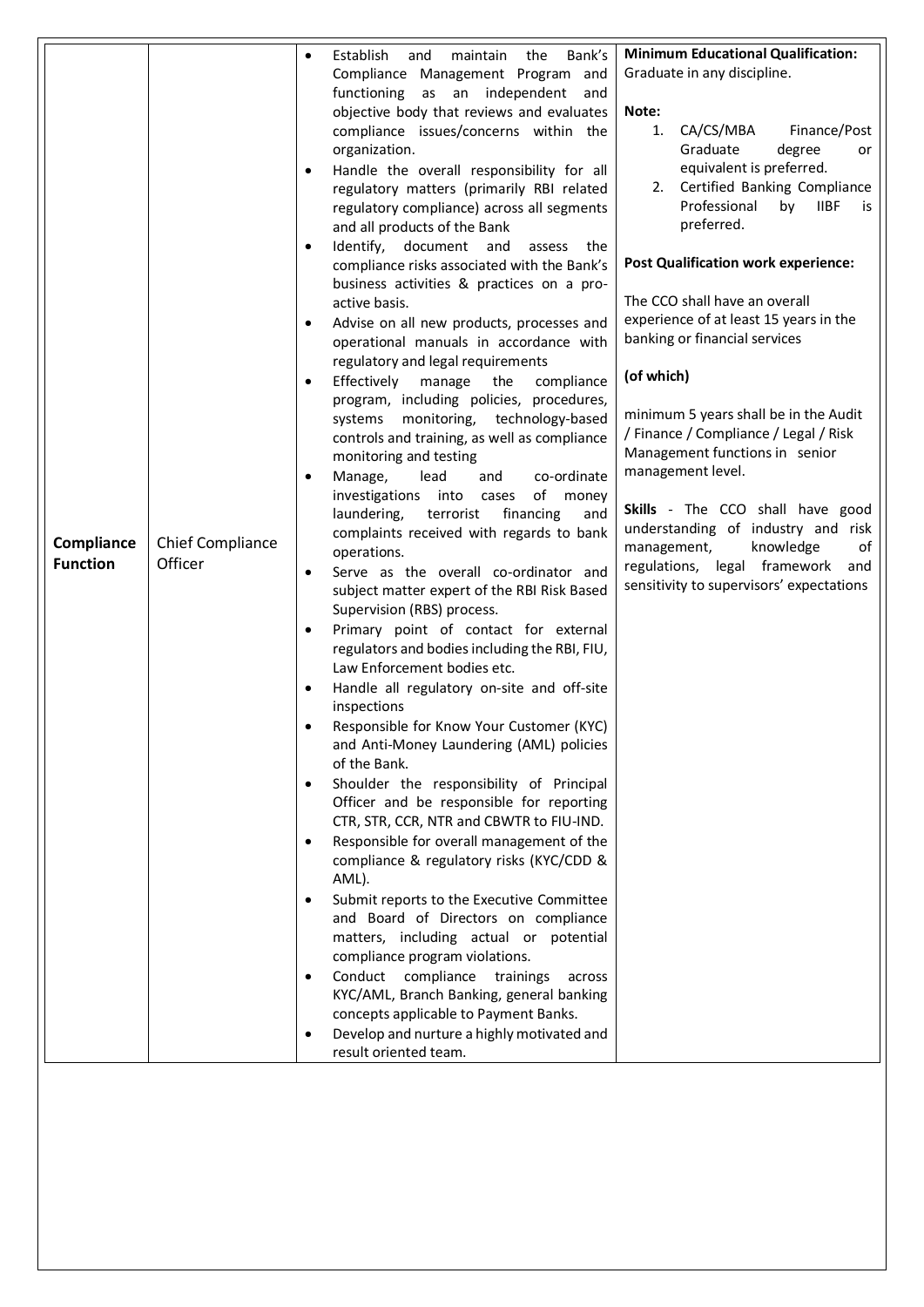| | | | |
|---|---|---|---|
| **Compliance Function** | Chief Compliance Officer | • Establish and maintain the Bank's Compliance Management Program and functioning as an independent and objective body that reviews and evaluates compliance issues/concerns within the organization.<br>• Handle the overall responsibility for all regulatory matters (primarily RBI related regulatory compliance) across all segments and all products of the Bank<br>• Identify, document and assess the compliance risks associated with the Bank's business activities & practices on a pro-active basis.<br>• Advise on all new products, processes and operational manuals in accordance with regulatory and legal requirements<br>• Effectively manage the compliance program, including policies, procedures, systems monitoring, technology-based controls and training, as well as compliance monitoring and testing<br>• Manage, lead and co-ordinate investigations into cases of money laundering, terrorist financing and complaints received with regards to bank operations.<br>• Serve as the overall co-ordinator and subject matter expert of the RBI Risk Based Supervision (RBS) process.<br>• Primary point of contact for external regulators and bodies including the RBI, FIU, Law Enforcement bodies etc.<br>• Handle all regulatory on-site and off-site inspections<br>• Responsible for Know Your Customer (KYC) and Anti-Money Laundering (AML) policies of the Bank.<br>• Shoulder the responsibility of Principal Officer and be responsible for reporting CTR, STR, CCR, NTR and CBWTR to FIU-IND.<br>• Responsible for overall management of the compliance & regulatory risks (KYC/CDD & AML).<br>• Submit reports to the Executive Committee and Board of Directors on compliance matters, including actual or potential compliance program violations.<br>• Conduct compliance trainings across KYC/AML, Branch Banking, general banking concepts applicable to Payment Banks.<br>• Develop and nurture a highly motivated and result oriented team. | **Minimum Educational Qualification:**<br>Graduate in any discipline.<br><br>**Note:**<br>1. CA/CS/MBA Finance/Post Graduate degree or equivalent is preferred.<br>2. Certified Banking Compliance Professional by IIBF is preferred.<br><br>**Post Qualification work experience:**<br><br>The CCO shall have an overall experience of at least 15 years in the banking or financial services<br><br>**(of which)**<br><br>minimum 5 years shall be in the Audit / Finance / Compliance / Legal / Risk Management functions in senior management level.<br><br>**Skills** - The CCO shall have good understanding of industry and risk management, knowledge of regulations, legal framework and sensitivity to supervisors' expectations |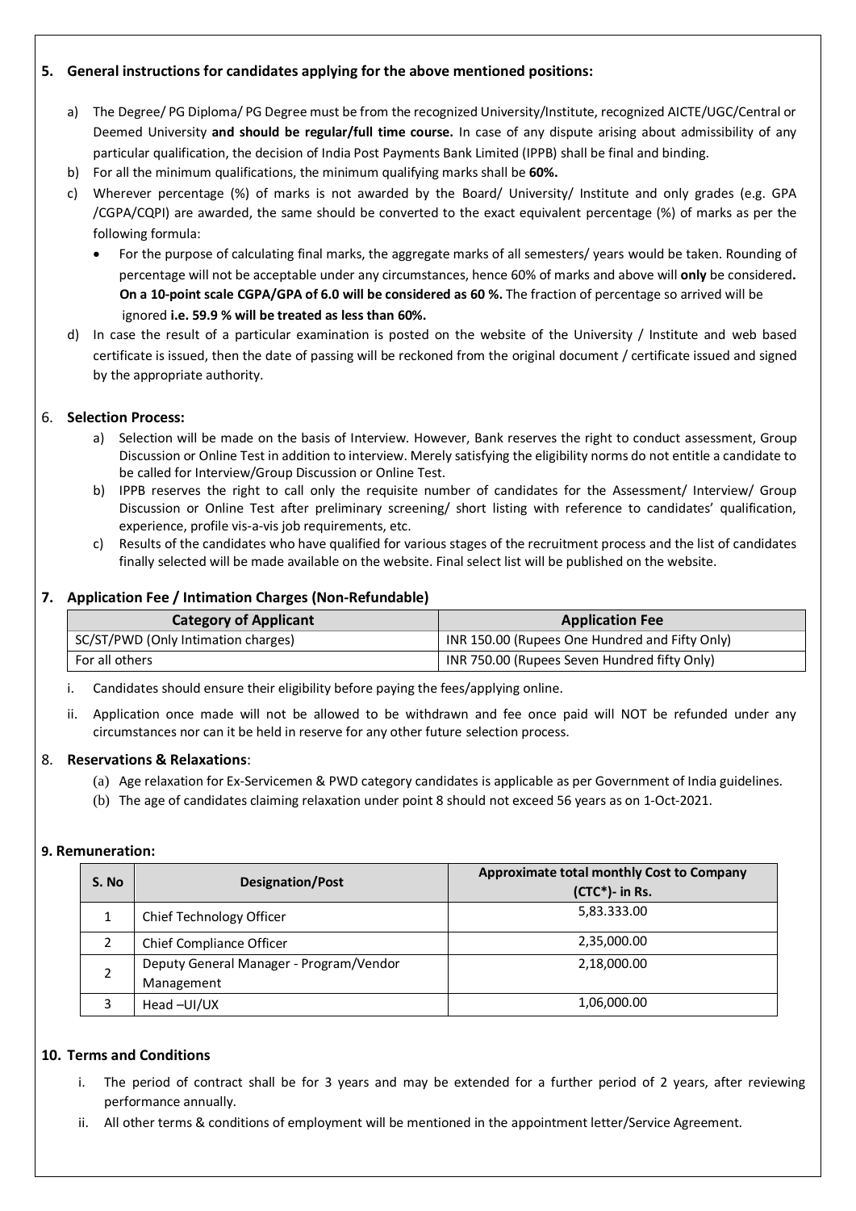## 5. General instructions for candidates applying for the above mentioned positions:

a) The Degree/ PG Diploma/ PG Degree must be from the recognized University/Institute, recognized AICTE/UGC/Central or Deemed University **and should be regular/full time course.** In case of any dispute arising about admissibility of any particular qualification, the decision of India Post Payments Bank Limited (IPPB) shall be final and binding.

b) For all the minimum qualifications, the minimum qualifying marks shall be **60%.**

c) Wherever percentage (%) of marks is not awarded by the Board/ University/ Institute and only grades (e.g. GPA /CGPA/CQPI) are awarded, the same should be converted to the exact equivalent percentage (%) of marks as per the following formula:

- For the purpose of calculating final marks, the aggregate marks of all semesters/ years would be taken. Rounding of percentage will not be acceptable under any circumstances, hence 60% of marks and above will **only** be considered**. On a 10-point scale CGPA/GPA of 6.0 will be considered as 60 %.** The fraction of percentage so arrived will be ignored **i.e. 59.9 % will be treated as less than 60%.**

d) In case the result of a particular examination is posted on the website of the University / Institute and web based certificate is issued, then the date of passing will be reckoned from the original document / certificate issued and signed by the appropriate authority.

## 6. Selection Process:

a) Selection will be made on the basis of Interview. However, Bank reserves the right to conduct assessment, Group Discussion or Online Test in addition to interview. Merely satisfying the eligibility norms do not entitle a candidate to be called for Interview/Group Discussion or Online Test.

b) IPPB reserves the right to call only the requisite number of candidates for the Assessment/ Interview/ Group Discussion or Online Test after preliminary screening/ short listing with reference to candidates' qualification, experience, profile vis-a-vis job requirements, etc.

c) Results of the candidates who have qualified for various stages of the recruitment process and the list of candidates finally selected will be made available on the website. Final select list will be published on the website.

## 7. Application Fee / Intimation Charges (Non-Refundable)

| Category of Applicant | Application Fee |
|---|---|
| SC/ST/PWD (Only Intimation charges) | INR 150.00 (Rupees One Hundred and Fifty Only) |
| For all others | INR 750.00 (Rupees Seven Hundred fifty Only) |

i. Candidates should ensure their eligibility before paying the fees/applying online.

ii. Application once made will not be allowed to be withdrawn and fee once paid will NOT be refunded under any circumstances nor can it be held in reserve for any other future selection process.

## 8. Reservations & Relaxations:

(a) Age relaxation for Ex-Servicemen & PWD category candidates is applicable as per Government of India guidelines.

(b) The age of candidates claiming relaxation under point 8 should not exceed 56 years as on 1-Oct-2021.

## 9. Remuneration:

| S. No | Designation/Post | Approximate total monthly Cost to Company (CTC*)- in Rs. |
|---|---|---|
| 1 | Chief Technology Officer | 5,83.333.00 |
| 2 | Chief Compliance Officer | 2,35,000.00 |
| 2 | Deputy General Manager - Program/Vendor Management | 2,18,000.00 |
| 3 | Head –UI/UX | 1,06,000.00 |

## 10. Terms and Conditions

i. The period of contract shall be for 3 years and may be extended for a further period of 2 years, after reviewing performance annually.

ii. All other terms & conditions of employment will be mentioned in the appointment letter/Service Agreement.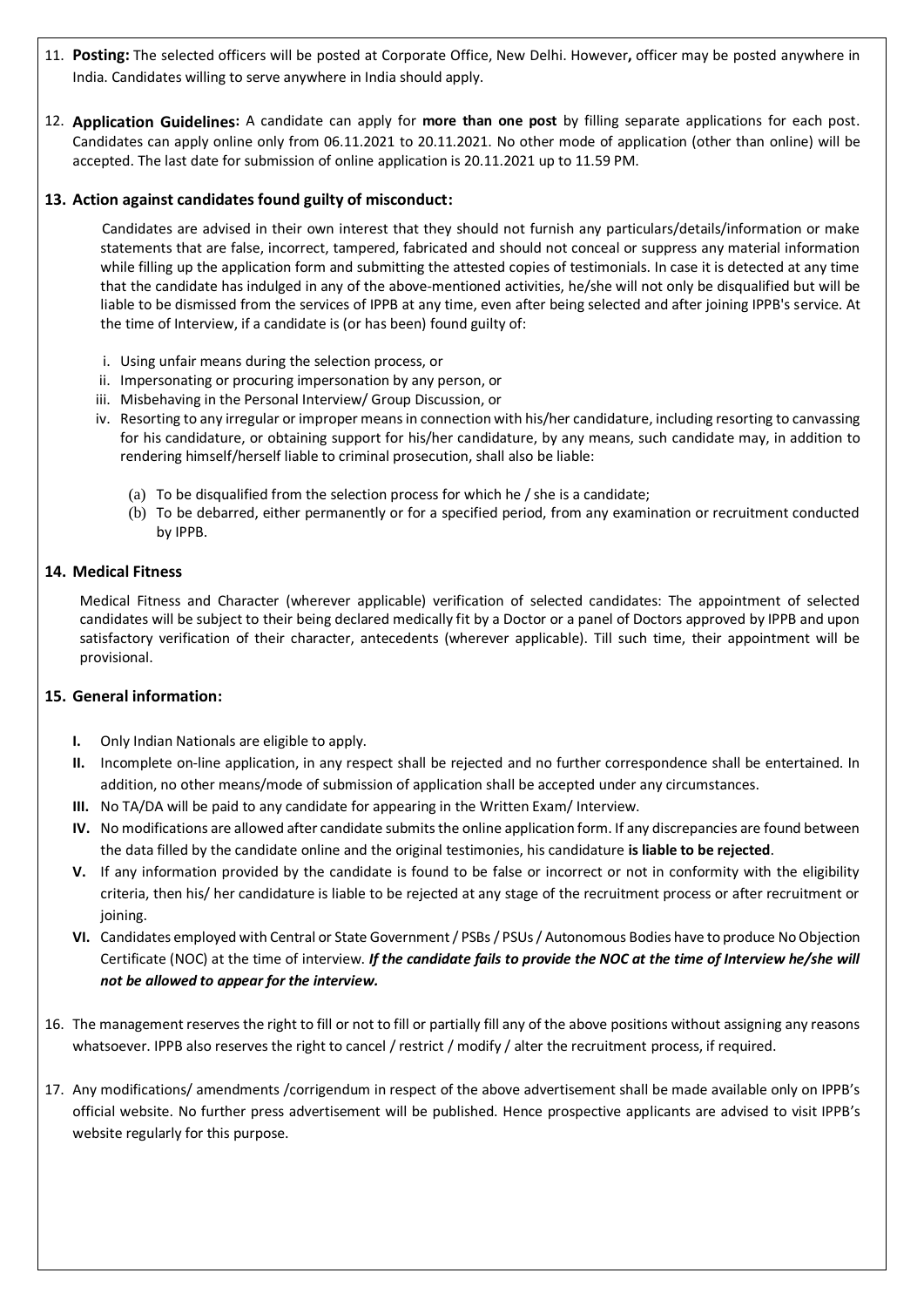11. **Posting:** The selected officers will be posted at Corporate Office, New Delhi. However**,** officer may be posted anywhere in India. Candidates willing to serve anywhere in India should apply.

12. **Application Guidelines:** A candidate can apply for **more than one post** by filling separate applications for each post. Candidates can apply online only from 06.11.2021 to 20.11.2021. No other mode of application (other than online) will be accepted. The last date for submission of online application is 20.11.2021 up to 11.59 PM.

**13. Action against candidates found guilty of misconduct:**

Candidates are advised in their own interest that they should not furnish any particulars/details/information or make statements that are false, incorrect, tampered, fabricated and should not conceal or suppress any material information while filling up the application form and submitting the attested copies of testimonials. In case it is detected at any time that the candidate has indulged in any of the above-mentioned activities, he/she will not only be disqualified but will be liable to be dismissed from the services of IPPB at any time, even after being selected and after joining IPPB's service. At the time of Interview, if a candidate is (or has been) found guilty of:

i. Using unfair means during the selection process, or
ii. Impersonating or procuring impersonation by any person, or
iii. Misbehaving in the Personal Interview/ Group Discussion, or
iv. Resorting to any irregular or improper means in connection with his/her candidature, including resorting to canvassing for his candidature, or obtaining support for his/her candidature, by any means, such candidate may, in addition to rendering himself/herself liable to criminal prosecution, shall also be liable:
   (a) To be disqualified from the selection process for which he / she is a candidate;
   (b) To be debarred, either permanently or for a specified period, from any examination or recruitment conducted by IPPB.

**14. Medical Fitness**

Medical Fitness and Character (wherever applicable) verification of selected candidates: The appointment of selected candidates will be subject to their being declared medically fit by a Doctor or a panel of Doctors approved by IPPB and upon satisfactory verification of their character, antecedents (wherever applicable). Till such time, their appointment will be provisional.

**15. General information:**

**I.** Only Indian Nationals are eligible to apply.
**II.** Incomplete on-line application, in any respect shall be rejected and no further correspondence shall be entertained. In addition, no other means/mode of submission of application shall be accepted under any circumstances.
**III.** No TA/DA will be paid to any candidate for appearing in the Written Exam/ Interview.
**IV.** No modifications are allowed after candidate submits the online application form. If any discrepancies are found between the data filled by the candidate online and the original testimonies, his candidature **is liable to be rejected**.
**V.** If any information provided by the candidate is found to be false or incorrect or not in conformity with the eligibility criteria, then his/ her candidature is liable to be rejected at any stage of the recruitment process or after recruitment or joining.
**VI.** Candidates employed with Central or State Government / PSBs / PSUs / Autonomous Bodies have to produce No Objection Certificate (NOC) at the time of interview. ***If the candidate fails to provide the NOC at the time of Interview he/she will not be allowed to appear for the interview.***

16. The management reserves the right to fill or not to fill or partially fill any of the above positions without assigning any reasons whatsoever. IPPB also reserves the right to cancel / restrict / modify / alter the recruitment process, if required.

17. Any modifications/ amendments /corrigendum in respect of the above advertisement shall be made available only on IPPB's official website. No further press advertisement will be published. Hence prospective applicants are advised to visit IPPB's website regularly for this purpose.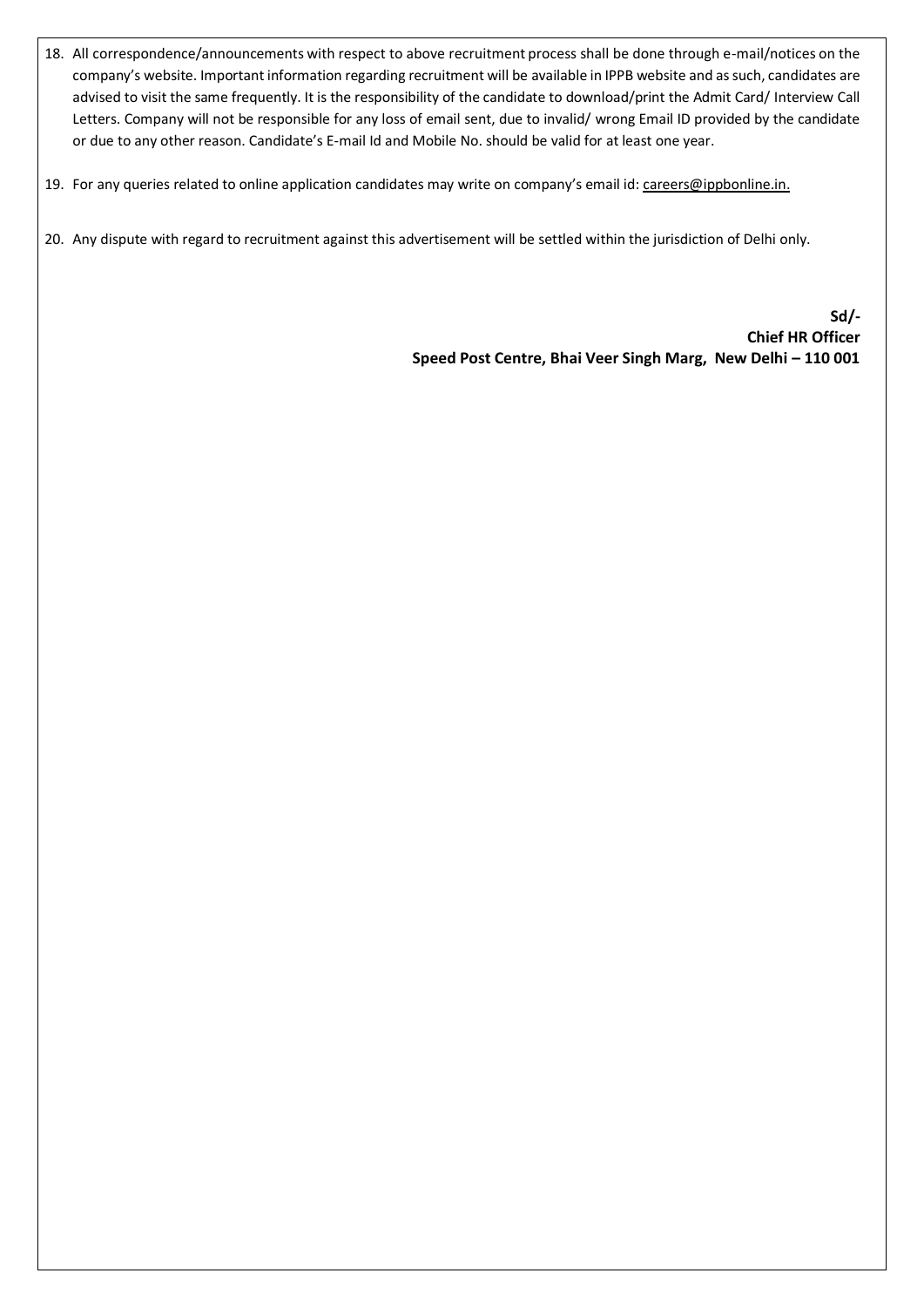18. All correspondence/announcements with respect to above recruitment process shall be done through e-mail/notices on the company's website. Important information regarding recruitment will be available in IPPB website and as such, candidates are advised to visit the same frequently. It is the responsibility of the candidate to download/print the Admit Card/ Interview Call Letters. Company will not be responsible for any loss of email sent, due to invalid/ wrong Email ID provided by the candidate or due to any other reason. Candidate's E-mail Id and Mobile No. should be valid for at least one year.

19. For any queries related to online application candidates may write on company's email id: careers@ippbonline.in.

20. Any dispute with regard to recruitment against this advertisement will be settled within the jurisdiction of Delhi only.

**Sd/-**
**Chief HR Officer**
**Speed Post Centre, Bhai Veer Singh Marg, New Delhi – 110 001**